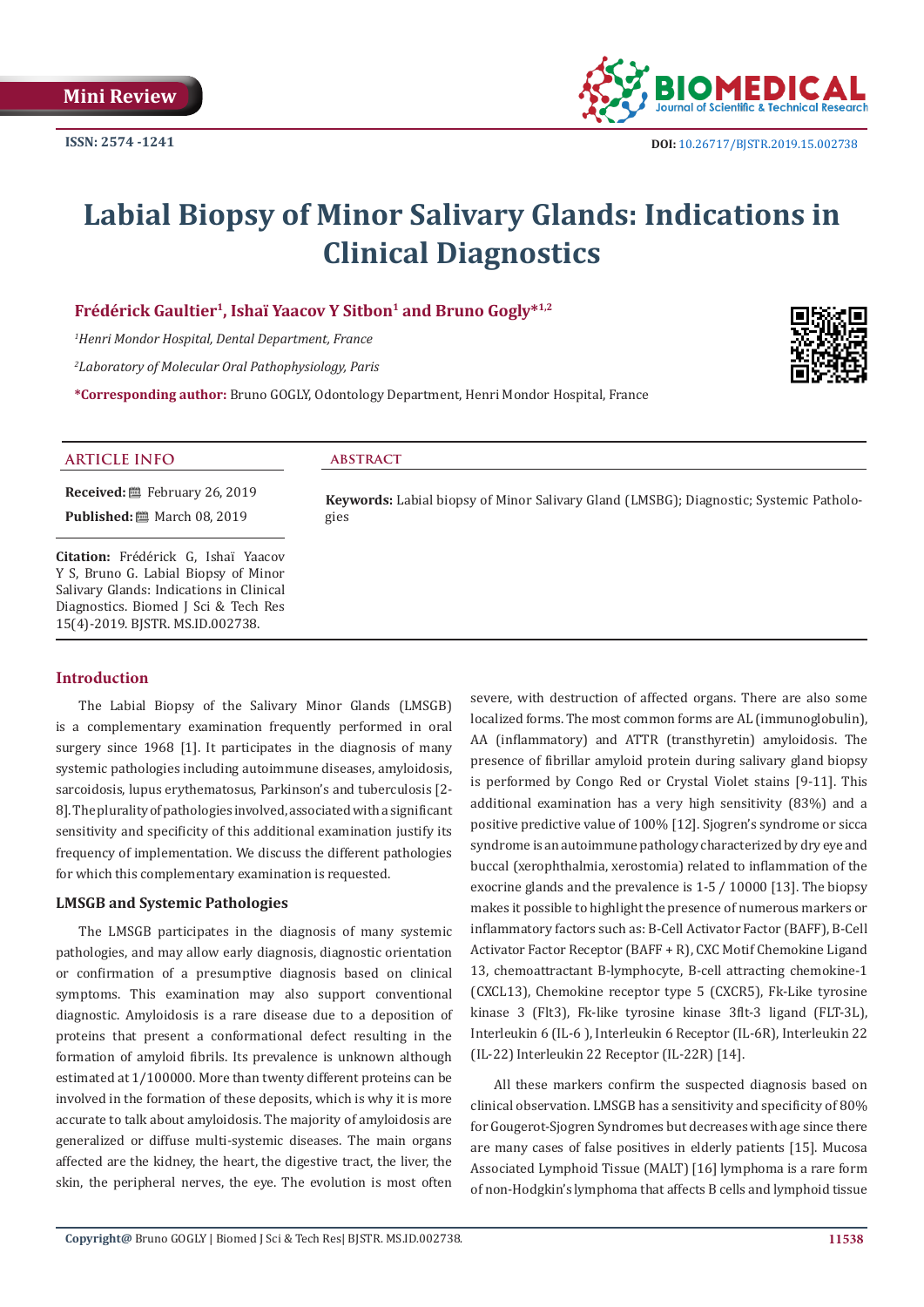Mini Review

ISSN: 2574 -1241

DOI: 10.26717/BJSTR.2019.15.002738

# Labial Biopsy of Minor Salivary Glands: Indications in Clinical Diagnostics

**Frédérick Gaultier[1], Ishaï Yaacov Y Sitbon[1] and Bruno Gogly*[1,2]**

*[1]Henri Mondor Hospital, Dental Department, France*

*[2]Laboratory of Molecular Oral Pathophysiology, Paris*

***Corresponding author:** Bruno GOGLY, Odontology Department, Henri Mondor Hospital, France

## ARTICLE INFO

**Received:** February 26, 2019

**Published:** March 08, 2019

**Citation:** Frédérick G, Ishaï Yaacov Y S, Bruno G. Labial Biopsy of Minor Salivary Glands: Indications in Clinical Diagnostics. Biomed J Sci & Tech Res 15(4)-2019. BJSTR. MS.ID.002738.

## ABSTRACT

**Keywords:** Labial biopsy of Minor Salivary Gland (LMSBG); Diagnostic; Systemic Pathologies

## Introduction

The Labial Biopsy of the Salivary Minor Glands (LMSGB) is a complementary examination frequently performed in oral surgery since 1968 [1]. It participates in the diagnosis of many systemic pathologies including autoimmune diseases, amyloidosis, sarcoidosis, lupus erythematosus, Parkinson's and tuberculosis [2-8]. The plurality of pathologies involved, associated with a significant sensitivity and specificity of this additional examination justify its frequency of implementation. We discuss the different pathologies for which this complementary examination is requested.

### LMSGB and Systemic Pathologies

The LMSGB participates in the diagnosis of many systemic pathologies, and may allow early diagnosis, diagnostic orientation or confirmation of a presumptive diagnosis based on clinical symptoms. This examination may also support conventional diagnostic. Amyloidosis is a rare disease due to a deposition of proteins that present a conformational defect resulting in the formation of amyloid fibrils. Its prevalence is unknown although estimated at 1/100000. More than twenty different proteins can be involved in the formation of these deposits, which is why it is more accurate to talk about amyloidosis. The majority of amyloidosis are generalized or diffuse multi-systemic diseases. The main organs affected are the kidney, the heart, the digestive tract, the liver, the skin, the peripheral nerves, the eye. The evolution is most often severe, with destruction of affected organs. There are also some localized forms. The most common forms are AL (immunoglobulin), AA (inflammatory) and ATTR (transthyretin) amyloidosis. The presence of fibrillar amyloid protein during salivary gland biopsy is performed by Congo Red or Crystal Violet stains [9-11]. This additional examination has a very high sensitivity (83%) and a positive predictive value of 100% [12]. Sjogren's syndrome or sicca syndrome is an autoimmune pathology characterized by dry eye and buccal (xerophthalmia, xerostomia) related to inflammation of the exocrine glands and the prevalence is 1-5 / 10000 [13]. The biopsy makes it possible to highlight the presence of numerous markers or inflammatory factors such as: B-Cell Activator Factor (BAFF), B-Cell Activator Factor Receptor (BAFF + R), CXC Motif Chemokine Ligand 13, chemoattractant B-lymphocyte, B-cell attracting chemokine-1 (CXCL13), Chemokine receptor type 5 (CXCR5), Fk-Like tyrosine kinase 3 (Flt3), Fk-like tyrosine kinase 3flt-3 ligand (FLT-3L), Interleukin 6 (IL-6 ), Interleukin 6 Receptor (IL-6R), Interleukin 22 (IL-22) Interleukin 22 Receptor (IL-22R) [14].

All these markers confirm the suspected diagnosis based on clinical observation. LMSGB has a sensitivity and specificity of 80% for Gougerot-Sjogren Syndromes but decreases with age since there are many cases of false positives in elderly patients [15]. Mucosa Associated Lymphoid Tissue (MALT) [16] lymphoma is a rare form of non-Hodgkin's lymphoma that affects B cells and lymphoid tissue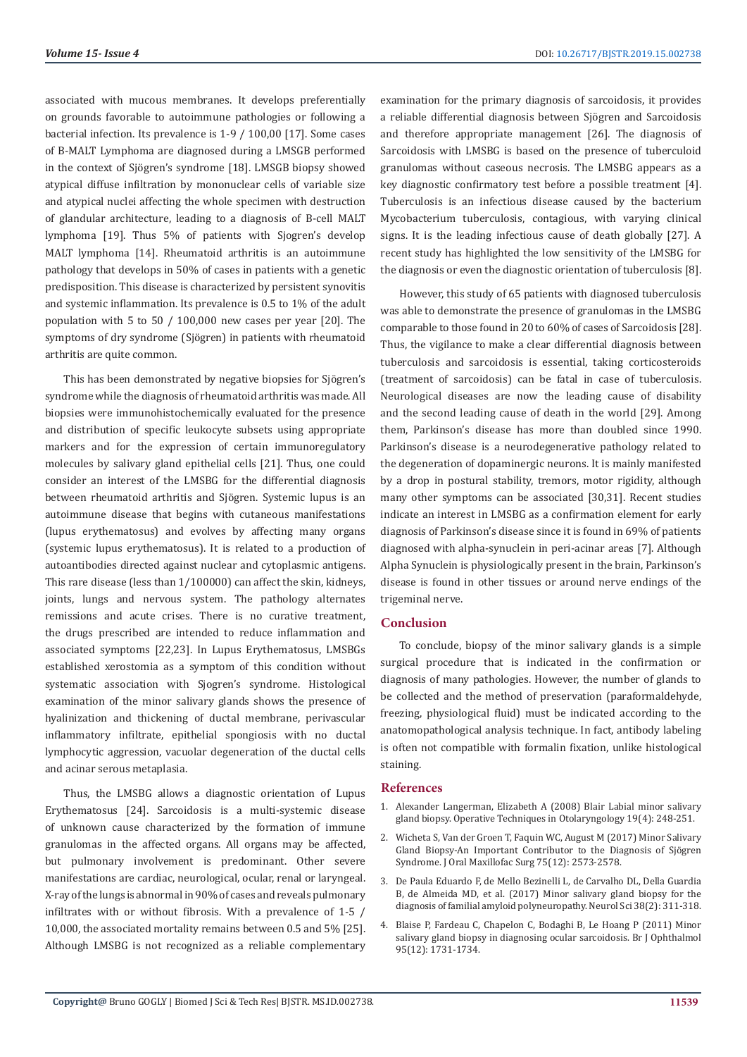associated with mucous membranes. It develops preferentially on grounds favorable to autoimmune pathologies or following a bacterial infection. Its prevalence is 1-9 / 100,00 [17]. Some cases of B-MALT Lymphoma are diagnosed during a LMSGB performed in the context of Sjögren's syndrome [18]. LMSGB biopsy showed atypical diffuse infiltration by mononuclear cells of variable size and atypical nuclei affecting the whole specimen with destruction of glandular architecture, leading to a diagnosis of B-cell MALT lymphoma [19]. Thus 5% of patients with Sjogren's develop MALT lymphoma [14]. Rheumatoid arthritis is an autoimmune pathology that develops in 50% of cases in patients with a genetic predisposition. This disease is characterized by persistent synovitis and systemic inflammation. Its prevalence is 0.5 to 1% of the adult population with 5 to 50 / 100,000 new cases per year [20]. The symptoms of dry syndrome (Sjögren) in patients with rheumatoid arthritis are quite common.

This has been demonstrated by negative biopsies for Sjögren's syndrome while the diagnosis of rheumatoid arthritis was made. All biopsies were immunohistochemically evaluated for the presence and distribution of specific leukocyte subsets using appropriate markers and for the expression of certain immunoregulatory molecules by salivary gland epithelial cells [21]. Thus, one could consider an interest of the LMSBG for the differential diagnosis between rheumatoid arthritis and Sjögren. Systemic lupus is an autoimmune disease that begins with cutaneous manifestations (lupus erythematosus) and evolves by affecting many organs (systemic lupus erythematosus). It is related to a production of autoantibodies directed against nuclear and cytoplasmic antigens. This rare disease (less than 1/100000) can affect the skin, kidneys, joints, lungs and nervous system. The pathology alternates remissions and acute crises. There is no curative treatment, the drugs prescribed are intended to reduce inflammation and associated symptoms [22,23]. In Lupus Erythematosus, LMSBGs established xerostomia as a symptom of this condition without systematic association with Sjogren's syndrome. Histological examination of the minor salivary glands shows the presence of hyalinization and thickening of ductal membrane, perivascular inflammatory infiltrate, epithelial spongiosis with no ductal lymphocytic aggression, vacuolar degeneration of the ductal cells and acinar serous metaplasia.

Thus, the LMSBG allows a diagnostic orientation of Lupus Erythematosus [24]. Sarcoidosis is a multi-systemic disease of unknown cause characterized by the formation of immune granulomas in the affected organs. All organs may be affected, but pulmonary involvement is predominant. Other severe manifestations are cardiac, neurological, ocular, renal or laryngeal. X-ray of the lungs is abnormal in 90% of cases and reveals pulmonary infiltrates with or without fibrosis. With a prevalence of 1-5 / 10,000, the associated mortality remains between 0.5 and 5% [25]. Although LMSBG is not recognized as a reliable complementary examination for the primary diagnosis of sarcoidosis, it provides a reliable differential diagnosis between Sjögren and Sarcoidosis and therefore appropriate management [26]. The diagnosis of Sarcoidosis with LMSBG is based on the presence of tuberculoid granulomas without caseous necrosis. The LMSBG appears as a key diagnostic confirmatory test before a possible treatment [4]. Tuberculosis is an infectious disease caused by the bacterium Mycobacterium tuberculosis, contagious, with varying clinical signs. It is the leading infectious cause of death globally [27]. A recent study has highlighted the low sensitivity of the LMSBG for the diagnosis or even the diagnostic orientation of tuberculosis [8].

However, this study of 65 patients with diagnosed tuberculosis was able to demonstrate the presence of granulomas in the LMSBG comparable to those found in 20 to 60% of cases of Sarcoidosis [28]. Thus, the vigilance to make a clear differential diagnosis between tuberculosis and sarcoidosis is essential, taking corticosteroids (treatment of sarcoidosis) can be fatal in case of tuberculosis. Neurological diseases are now the leading cause of disability and the second leading cause of death in the world [29]. Among them, Parkinson's disease has more than doubled since 1990. Parkinson's disease is a neurodegenerative pathology related to the degeneration of dopaminergic neurons. It is mainly manifested by a drop in postural stability, tremors, motor rigidity, although many other symptoms can be associated [30,31]. Recent studies indicate an interest in LMSBG as a confirmation element for early diagnosis of Parkinson's disease since it is found in 69% of patients diagnosed with alpha-synuclein in peri-acinar areas [7]. Although Alpha Synuclein is physiologically present in the brain, Parkinson's disease is found in other tissues or around nerve endings of the trigeminal nerve.

## Conclusion

To conclude, biopsy of the minor salivary glands is a simple surgical procedure that is indicated in the confirmation or diagnosis of many pathologies. However, the number of glands to be collected and the method of preservation (paraformaldehyde, freezing, physiological fluid) must be indicated according to the anatomopathological analysis technique. In fact, antibody labeling is often not compatible with formalin fixation, unlike histological staining.

## References

1. Alexander Langerman, Elizabeth A (2008) Blair Labial minor salivary gland biopsy. Operative Techniques in Otolaryngology 19(4): 248-251.
2. Wicheta S, Van der Groen T, Faquin WC, August M (2017) Minor Salivary Gland Biopsy-An Important Contributor to the Diagnosis of Sjögren Syndrome. J Oral Maxillofac Surg 75(12): 2573-2578.
3. De Paula Eduardo F, de Mello Bezinelli L, de Carvalho DL, Della Guardia B, de Almeida MD, et al. (2017) Minor salivary gland biopsy for the diagnosis of familial amyloid polyneuropathy. Neurol Sci 38(2): 311-318.
4. Blaise P, Fardeau C, Chapelon C, Bodaghi B, Le Hoang P (2011) Minor salivary gland biopsy in diagnosing ocular sarcoidosis. Br J Ophthalmol 95(12): 1731-1734.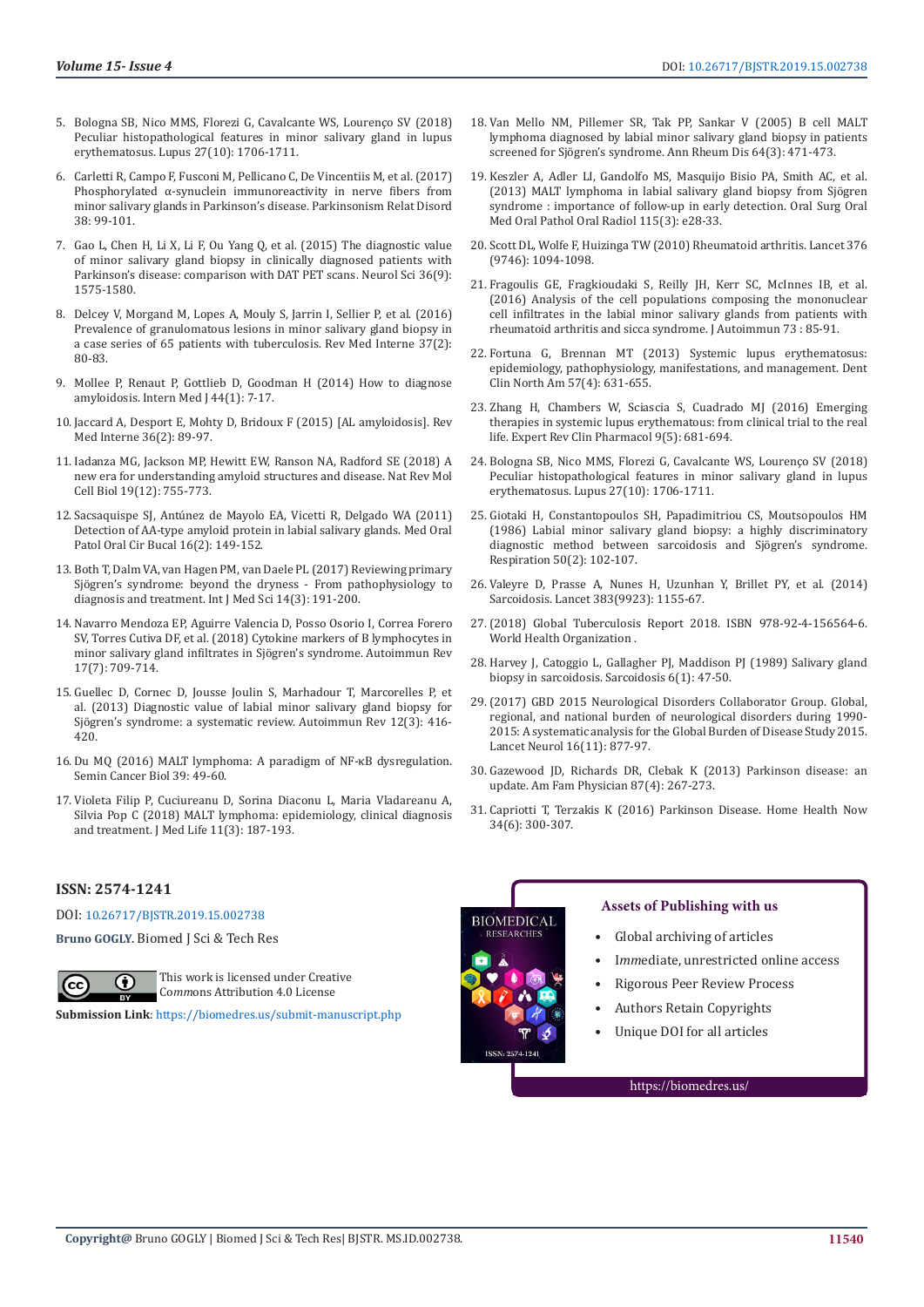5. Bologna SB, Nico MMS, Florezi G, Cavalcante WS, Lourenço SV (2018) Peculiar histopathological features in minor salivary gland in lupus erythematosus. Lupus 27(10): 1706-1711.
6. Carletti R, Campo F, Fusconi M, Pellicano C, De Vincentiis M, et al. (2017) Phosphorylated α-synuclein immunoreactivity in nerve fibers from minor salivary glands in Parkinson's disease. Parkinsonism Relat Disord 38: 99-101.
7. Gao L, Chen H, Li X, Li F, Ou Yang Q, et al. (2015) The diagnostic value of minor salivary gland biopsy in clinically diagnosed patients with Parkinson's disease: comparison with DAT PET scans. Neurol Sci 36(9): 1575-1580.
8. Delcey V, Morgand M, Lopes A, Mouly S, Jarrin I, Sellier P, et al. (2016) Prevalence of granulomatous lesions in minor salivary gland biopsy in a case series of 65 patients with tuberculosis. Rev Med Interne 37(2): 80-83.
9. Mollee P, Renaut P, Gottlieb D, Goodman H (2014) How to diagnose amyloidosis. Intern Med J 44(1): 7-17.
10. Jaccard A, Desport E, Mohty D, Bridoux F (2015) [AL amyloidosis]. Rev Med Interne 36(2): 89-97.
11. Iadanza MG, Jackson MP, Hewitt EW, Ranson NA, Radford SE (2018) A new era for understanding amyloid structures and disease. Nat Rev Mol Cell Biol 19(12): 755-773.
12. Sacsaquispe SJ, Antúnez de Mayolo EA, Vicetti R, Delgado WA (2011) Detection of AA-type amyloid protein in labial salivary glands. Med Oral Patol Oral Cir Bucal 16(2): 149-152.
13. Both T, Dalm VA, van Hagen PM, van Daele PL (2017) Reviewing primary Sjögren's syndrome: beyond the dryness - From pathophysiology to diagnosis and treatment. Int J Med Sci 14(3): 191-200.
14. Navarro Mendoza EP, Aguirre Valencia D, Posso Osorio I, Correa Forero SV, Torres Cutiva DF, et al. (2018) Cytokine markers of B lymphocytes in minor salivary gland infiltrates in Sjögren's syndrome. Autoimmun Rev 17(7): 709-714.
15. Guellec D, Cornec D, Jousse Joulin S, Marhadour T, Marcorelles P, et al. (2013) Diagnostic value of labial minor salivary gland biopsy for Sjögren's syndrome: a systematic review. Autoimmun Rev 12(3): 416-420.
16. Du MQ (2016) MALT lymphoma: A paradigm of NF-κB dysregulation. Semin Cancer Biol 39: 49-60.
17. Violeta Filip P, Cuciureanu D, Sorina Diaconu L, Maria Vladareanu A, Silvia Pop C (2018) MALT lymphoma: epidemiology, clinical diagnosis and treatment. J Med Life 11(3): 187-193.
18. Van Mello NM, Pillemer SR, Tak PP, Sankar V (2005) B cell MALT lymphoma diagnosed by labial minor salivary gland biopsy in patients screened for Sjögren's syndrome. Ann Rheum Dis 64(3): 471-473.
19. Keszler A, Adler LI, Gandolfo MS, Masquijo Bisio PA, Smith AC, et al. (2013) MALT lymphoma in labial salivary gland biopsy from Sjögren syndrome : importance of follow-up in early detection. Oral Surg Oral Med Oral Pathol Oral Radiol 115(3): e28-33.
20. Scott DL, Wolfe F, Huizinga TW (2010) Rheumatoid arthritis. Lancet 376 (9746): 1094-1098.
21. Fragoulis GE, Fragkioudaki S, Reilly JH, Kerr SC, McInnes IB, et al. (2016) Analysis of the cell populations composing the mononuclear cell infiltrates in the labial minor salivary glands from patients with rheumatoid arthritis and sicca syndrome. J Autoimmun 73 : 85-91.
22. Fortuna G, Brennan MT (2013) Systemic lupus erythematosus: epidemiology, pathophysiology, manifestations, and management. Dent Clin North Am 57(4): 631-655.
23. Zhang H, Chambers W, Sciascia S, Cuadrado MJ (2016) Emerging therapies in systemic lupus erythematosus: from clinical trial to the real life. Expert Rev Clin Pharmacol 9(5): 681-694.
24. Bologna SB, Nico MMS, Florezi G, Cavalcante WS, Lourenço SV (2018) Peculiar histopathological features in minor salivary gland in lupus erythematosus. Lupus 27(10): 1706-1711.
25. Giotaki H, Constantopoulos SH, Papadimitriou CS, Moutsopoulos HM (1986) Labial minor salivary gland biopsy: a highly discriminatory diagnostic method between sarcoidosis and Sjögren's syndrome. Respiration 50(2): 102-107.
26. Valeyre D, Prasse A, Nunes H, Uzunhan Y, Brillet PY, et al. (2014) Sarcoidosis. Lancet 383(9923): 1155-67.
27. (2018) Global Tuberculosis Report 2018. ISBN 978-92-4-156564-6. World Health Organization .
28. Harvey J, Catoggio L, Gallagher PJ, Maddison PJ (1989) Salivary gland biopsy in sarcoidosis. Sarcoidosis 6(1): 47-50.
29. (2017) GBD 2015 Neurological Disorders Collaborator Group. Global, regional, and national burden of neurological disorders during 1990-2015: A systematic analysis for the Global Burden of Disease Study 2015. Lancet Neurol 16(11): 877-97.
30. Gazewood JD, Richards DR, Clebak K (2013) Parkinson disease: an update. Am Fam Physician 87(4): 267-273.
31. Capriotti T, Terzakis K (2016) Parkinson Disease. Home Health Now 34(6): 300-307.

**ISSN: 2574-1241**

DOI: 10.26717/BJSTR.2019.15.002738

**Bruno GOGLY.** Biomed J Sci & Tech Res

This work is licensed under Creative Commons Attribution 4.0 License

**Submission Link**: https://biomedres.us/submit-manuscript.php

**Assets of Publishing with us**

- Global archiving of articles
- Immediate, unrestricted online access
- Rigorous Peer Review Process
- Authors Retain Copyrights
- Unique DOI for all articles

https://biomedres.us/